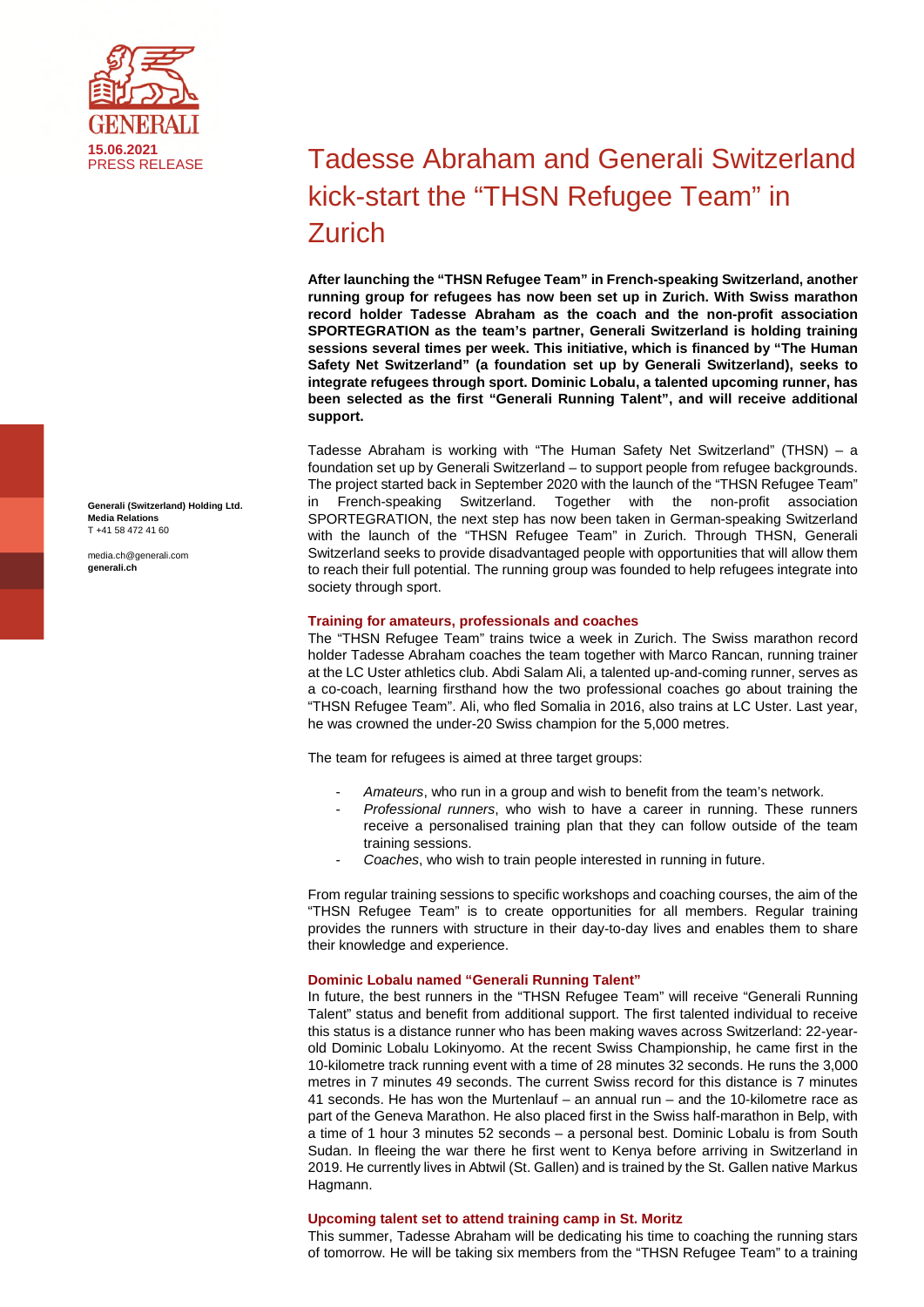GENERALI

15.06.2021
PRESS RELEASE

# Tadesse Abraham and Generali Switzerland kick-start the "THSN Refugee Team" in Zurich

**After launching the "THSN Refugee Team" in French-speaking Switzerland, another running group for refugees has now been set up in Zurich. With Swiss marathon record holder Tadesse Abraham as the coach and the non-profit association SPORTEGRATION as the team's partner, Generali Switzerland is holding training sessions several times per week. This initiative, which is financed by "The Human Safety Net Switzerland" (a foundation set up by Generali Switzerland), seeks to integrate refugees through sport. Dominic Lobalu, a talented upcoming runner, has been selected as the first "Generali Running Talent", and will receive additional support.**

Tadesse Abraham is working with "The Human Safety Net Switzerland" (THSN) – a foundation set up by Generali Switzerland – to support people from refugee backgrounds. The project started back in September 2020 with the launch of the "THSN Refugee Team" in French-speaking Switzerland. Together with the non-profit association SPORTEGRATION, the next step has now been taken in German-speaking Switzerland with the launch of the "THSN Refugee Team" in Zurich. Through THSN, Generali Switzerland seeks to provide disadvantaged people with opportunities that will allow them to reach their full potential. The running group was founded to help refugees integrate into society through sport.

### Training for amateurs, professionals and coaches

The "THSN Refugee Team" trains twice a week in Zurich. The Swiss marathon record holder Tadesse Abraham coaches the team together with Marco Rancan, running trainer at the LC Uster athletics club. Abdi Salam Ali, a talented up-and-coming runner, serves as a co-coach, learning firsthand how the two professional coaches go about training the "THSN Refugee Team". Ali, who fled Somalia in 2016, also trains at LC Uster. Last year, he was crowned the under-20 Swiss champion for the 5,000 metres.

The team for refugees is aimed at three target groups:

- *Amateurs*, who run in a group and wish to benefit from the team's network.
- *Professional runners*, who wish to have a career in running. These runners receive a personalised training plan that they can follow outside of the team training sessions.
- *Coaches*, who wish to train people interested in running in future.

From regular training sessions to specific workshops and coaching courses, the aim of the "THSN Refugee Team" is to create opportunities for all members. Regular training provides the runners with structure in their day-to-day lives and enables them to share their knowledge and experience.

### Dominic Lobalu named "Generali Running Talent"

In future, the best runners in the "THSN Refugee Team" will receive "Generali Running Talent" status and benefit from additional support. The first talented individual to receive this status is a distance runner who has been making waves across Switzerland: 22-year-old Dominic Lobalu Lokinyomo. At the recent Swiss Championship, he came first in the 10-kilometre track running event with a time of 28 minutes 32 seconds. He runs the 3,000 metres in 7 minutes 49 seconds. The current Swiss record for this distance is 7 minutes 41 seconds. He has won the Murtenlauf – an annual run – and the 10-kilometre race as part of the Geneva Marathon. He also placed first in the Swiss half-marathon in Belp, with a time of 1 hour 3 minutes 52 seconds – a personal best. Dominic Lobalu is from South Sudan. In fleeing the war there he first went to Kenya before arriving in Switzerland in 2019. He currently lives in Abtwil (St. Gallen) and is trained by the St. Gallen native Markus Hagmann.

### Upcoming talent set to attend training camp in St. Moritz

This summer, Tadesse Abraham will be dedicating his time to coaching the running stars of tomorrow. He will be taking six members from the "THSN Refugee Team" to a training

**Generali (Switzerland) Holding Ltd.**
**Media Relations**
T +41 58 472 41 60

media.ch@generali.com
**generali.ch**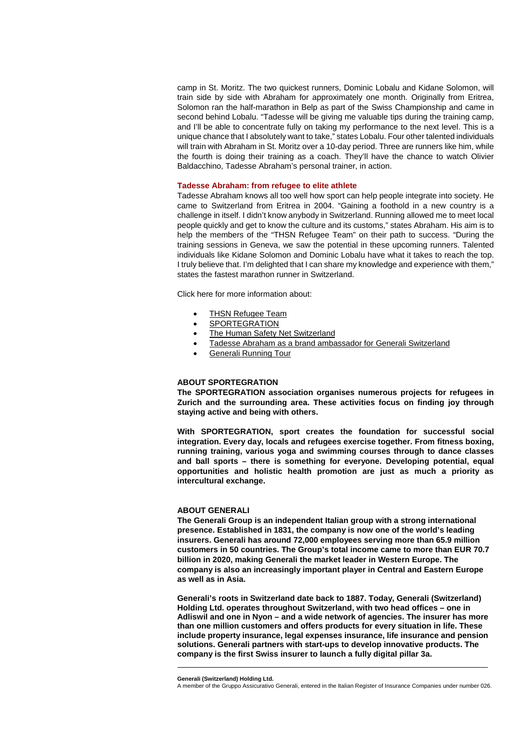camp in St. Moritz. The two quickest runners, Dominic Lobalu and Kidane Solomon, will train side by side with Abraham for approximately one month. Originally from Eritrea, Solomon ran the half-marathon in Belp as part of the Swiss Championship and came in second behind Lobalu. "Tadesse will be giving me valuable tips during the training camp, and I'll be able to concentrate fully on taking my performance to the next level. This is a unique chance that I absolutely want to take," states Lobalu. Four other talented individuals will train with Abraham in St. Moritz over a 10-day period. Three are runners like him, while the fourth is doing their training as a coach. They'll have the chance to watch Olivier Baldacchino, Tadesse Abraham's personal trainer, in action.

**Tadesse Abraham: from refugee to elite athlete**

Tadesse Abraham knows all too well how sport can help people integrate into society. He came to Switzerland from Eritrea in 2004. "Gaining a foothold in a new country is a challenge in itself. I didn't know anybody in Switzerland. Running allowed me to meet local people quickly and get to know the culture and its customs," states Abraham. His aim is to help the members of the "THSN Refugee Team" on their path to success. "During the training sessions in Geneva, we saw the potential in these upcoming runners. Talented individuals like Kidane Solomon and Dominic Lobalu have what it takes to reach the top. I truly believe that. I'm delighted that I can share my knowledge and experience with them," states the fastest marathon runner in Switzerland.

Click here for more information about:

- THSN Refugee Team
- SPORTEGRATION
- The Human Safety Net Switzerland
- Tadesse Abraham as a brand ambassador for Generali Switzerland
- Generali Running Tour

**ABOUT SPORTEGRATION**

**The SPORTEGRATION association organises numerous projects for refugees in Zurich and the surrounding area. These activities focus on finding joy through staying active and being with others.**

**With SPORTEGRATION, sport creates the foundation for successful social integration. Every day, locals and refugees exercise together. From fitness boxing, running training, various yoga and swimming courses through to dance classes and ball sports – there is something for everyone. Developing potential, equal opportunities and holistic health promotion are just as much a priority as intercultural exchange.**

**ABOUT GENERALI**

**The Generali Group is an independent Italian group with a strong international presence. Established in 1831, the company is now one of the world's leading insurers. Generali has around 72,000 employees serving more than 65.9 million customers in 50 countries. The Group's total income came to more than EUR 70.7 billion in 2020, making Generali the market leader in Western Europe. The company is also an increasingly important player in Central and Eastern Europe as well as in Asia.**

**Generali's roots in Switzerland date back to 1887. Today, Generali (Switzerland) Holding Ltd. operates throughout Switzerland, with two head offices – one in Adliswil and one in Nyon – and a wide network of agencies. The insurer has more than one million customers and offers products for every situation in life. These include property insurance, legal expenses insurance, life insurance and pension solutions. Generali partners with start-ups to develop innovative products. The company is the first Swiss insurer to launch a fully digital pillar 3a.**